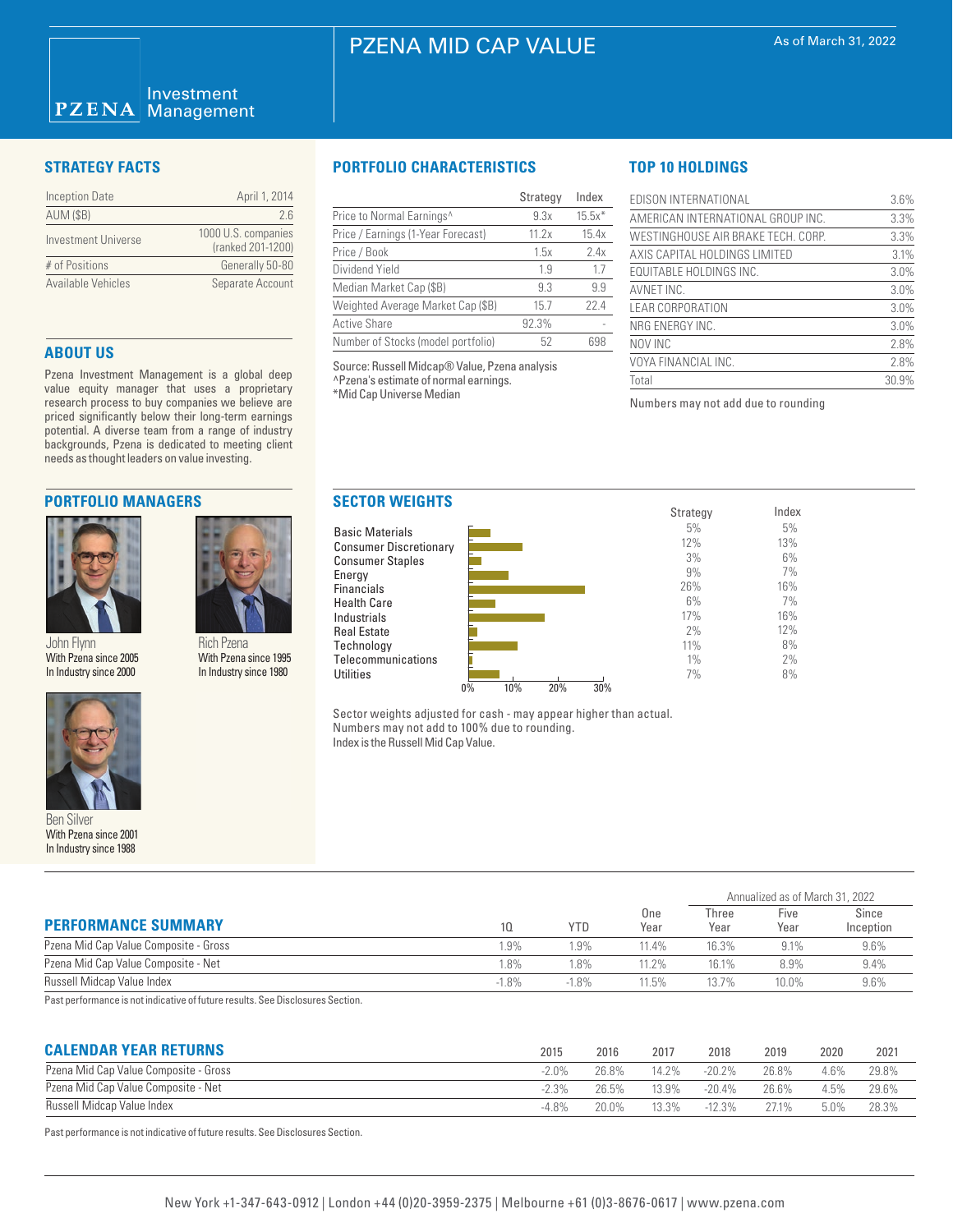# PZENA MID CAP VALUE

As of March 31, 2022

PZENA Investment Management

## STRATEGY FACTS

| | |
|---|---|
| Inception Date | April 1, 2014 |
| AUM ($B) | 2.6 |
| Investment Universe | 1000 U.S. companies (ranked 201-1200) |
| # of Positions | Generally 50-80 |
| Available Vehicles | Separate Account |

## ABOUT US

Pzena Investment Management is a global deep value equity manager that uses a proprietary research process to buy companies we believe are priced significantly below their long-term earnings potential. A diverse team from a range of industry backgrounds, Pzena is dedicated to meeting client needs as thought leaders on value investing.

## PORTFOLIO MANAGERS

John Flynn
With Pzena since 2005
In Industry since 2000

Rich Pzena
With Pzena since 1995
In Industry since 1980

Ben Silver
With Pzena since 2001
In Industry since 1988

## PORTFOLIO CHARACTERISTICS

| | Strategy | Index |
|---|---|---|
| Price to Normal Earnings^ | 9.3x | 15.5x* |
| Price / Earnings (1-Year Forecast) | 11.2x | 15.4x |
| Price / Book | 1.5x | 2.4x |
| Dividend Yield | 1.9 | 1.7 |
| Median Market Cap ($B) | 9.3 | 9.9 |
| Weighted Average Market Cap ($B) | 15.7 | 22.4 |
| Active Share | 92.3% | - |
| Number of Stocks (model portfolio) | 52 | 698 |

Source: Russell Midcap® Value, Pzena analysis
^Pzena's estimate of normal earnings.
*Mid Cap Universe Median

## TOP 10 HOLDINGS

| | |
|---|---|
| EDISON INTERNATIONAL | 3.6% |
| AMERICAN INTERNATIONAL GROUP INC. | 3.3% |
| WESTINGHOUSE AIR BRAKE TECH. CORP. | 3.3% |
| AXIS CAPITAL HOLDINGS LIMITED | 3.1% |
| EQUITABLE HOLDINGS INC. | 3.0% |
| AVNET INC. | 3.0% |
| LEAR CORPORATION | 3.0% |
| NRG ENERGY INC. | 3.0% |
| NOV INC | 2.8% |
| VOYA FINANCIAL INC. | 2.8% |
| Total | 30.9% |

Numbers may not add due to rounding

## SECTOR WEIGHTS

| | Strategy | Index |
|---|---|---|
| Basic Materials | 5% | 5% |
| Consumer Discretionary | 12% | 13% |
| Consumer Staples | 3% | 6% |
| Energy | 9% | 7% |
| Financials | 26% | 16% |
| Health Care | 6% | 7% |
| Industrials | 17% | 16% |
| Real Estate | 2% | 12% |
| Technology | 11% | 8% |
| Telecommunications | 1% | 2% |
| Utilities | 7% | 8% |

Sector weights adjusted for cash - may appear higher than actual.
Numbers may not add to 100% due to rounding.
Index is the Russell Mid Cap Value.

## PERFORMANCE SUMMARY

| | 1Q | YTD | One Year | Three Year | Five Year | Since Inception |
|---|---|---|---|---|---|---|
| | | | | Annualized as of March 31, 2022 | | |
| Pzena Mid Cap Value Composite - Gross | 1.9% | 1.9% | 11.4% | 16.3% | 9.1% | 9.6% |
| Pzena Mid Cap Value Composite - Net | 1.8% | 1.8% | 11.2% | 16.1% | 8.9% | 9.4% |
| Russell Midcap Value Index | -1.8% | -1.8% | 11.5% | 13.7% | 10.0% | 9.6% |

Past performance is not indicative of future results. See Disclosures Section.

## CALENDAR YEAR RETURNS

| | 2015 | 2016 | 2017 | 2018 | 2019 | 2020 | 2021 |
|---|---|---|---|---|---|---|---|
| Pzena Mid Cap Value Composite - Gross | -2.0% | 26.8% | 14.2% | -20.2% | 26.8% | 4.6% | 29.8% |
| Pzena Mid Cap Value Composite - Net | -2.3% | 26.5% | 13.9% | -20.4% | 26.6% | 4.5% | 29.6% |
| Russell Midcap Value Index | -4.8% | 20.0% | 13.3% | -12.3% | 27.1% | 5.0% | 28.3% |

Past performance is not indicative of future results. See Disclosures Section.

New York +1-347-643-0912 | London +44 (0)20-3959-2375 | Melbourne +61 (0)3-8676-0617 | www.pzena.com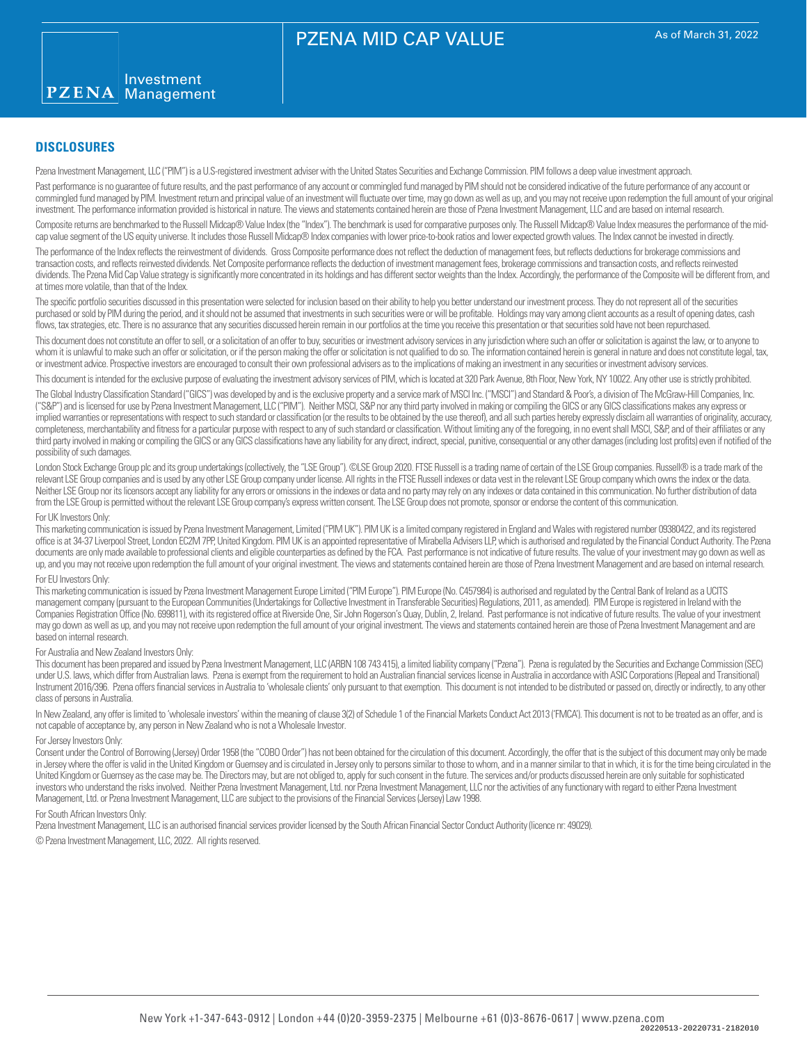# PZENA MID CAP VALUE

As of March 31, 2022

PZENA Investment Management

## DISCLOSURES

Pzena Investment Management, LLC ("PIM") is a U.S-registered investment adviser with the United States Securities and Exchange Commission. PIM follows a deep value investment approach.

Past performance is no guarantee of future results, and the past performance of any account or commingled fund managed by PIM should not be considered indicative of the future performance of any account or commingled fund managed by PIM. Investment return and principal value of an investment will fluctuate over time, may go down as well as up, and you may not receive upon redemption the full amount of your original investment. The performance information provided is historical in nature. The views and statements contained herein are those of Pzena Investment Management, LLC and are based on internal research.

Composite returns are benchmarked to the Russell Midcap® Value Index (the "Index"). The benchmark is used for comparative purposes only. The Russell Midcap® Value Index measures the performance of the mid-cap value segment of the US equity universe. It includes those Russell Midcap® Index companies with lower price-to-book ratios and lower expected growth values. The Index cannot be invested in directly.

The performance of the Index reflects the reinvestment of dividends. Gross Composite performance does not reflect the deduction of management fees, but reflects deductions for brokerage commissions and transaction costs, and reflects reinvested dividends. Net Composite performance reflects the deduction of investment management fees, brokerage commissions and transaction costs, and reflects reinvested dividends. The Pzena Mid Cap Value strategy is significantly more concentrated in its holdings and has different sector weights than the Index. Accordingly, the performance of the Composite will be different from, and at times more volatile, than that of the Index.

The specific portfolio securities discussed in this presentation were selected for inclusion based on their ability to help you better understand our investment process. They do not represent all of the securities purchased or sold by PIM during the period, and it should not be assumed that investments in such securities were or will be profitable. Holdings may vary among client accounts as a result of opening dates, cash flows, tax strategies, etc. There is no assurance that any securities discussed herein remain in our portfolios at the time you receive this presentation or that securities sold have not been repurchased.

This document does not constitute an offer to sell, or a solicitation of an offer to buy, securities or investment advisory services in any jurisdiction where such an offer or solicitation is against the law, or to anyone to whom it is unlawful to make such an offer or solicitation, or if the person making the offer or solicitation is not qualified to do so. The information contained herein is general in nature and does not constitute legal, tax, or investment advice. Prospective investors are encouraged to consult their own professional advisers as to the implications of making an investment in any securities or investment advisory services.

This document is intended for the exclusive purpose of evaluating the investment advisory services of PIM, which is located at 320 Park Avenue, 8th Floor, New York, NY 10022. Any other use is strictly prohibited.

The Global Industry Classification Standard ("GICS") was developed by and is the exclusive property and a service mark of MSCI Inc. ("MSCI") and Standard & Poor's, a division of The McGraw-Hill Companies, Inc. ("S&P") and is licensed for use by Pzena Investment Management, LLC ("PIM"). Neither MSCI, S&P nor any third party involved in making or compiling the GICS or any GICS classifications makes any express or implied warranties or representations with respect to such standard or classification (or the results to be obtained by the use thereof), and all such parties hereby expressly disclaim all warranties of originality, accuracy, completeness, merchantability and fitness for a particular purpose with respect to any of such standard or classification. Without limiting any of the foregoing, in no event shall MSCI, S&P, and of their affiliates or any third party involved in making or compiling the GICS or any GICS classifications have any liability for any direct, indirect, special, punitive, consequential or any other damages (including lost profits) even if notified of the possibility of such damages.

London Stock Exchange Group plc and its group undertakings (collectively, the "LSE Group"). ©LSE Group 2020. FTSE Russell is a trading name of certain of the LSE Group companies. Russell® is a trade mark of the relevant LSE Group companies and is used by any other LSE Group company under license. All rights in the FTSE Russell indexes or data vest in the relevant LSE Group company which owns the index or the data. Neither LSE Group nor its licensors accept any liability for any errors or omissions in the indexes or data and no party may rely on any indexes or data contained in this communication. No further distribution of data from the LSE Group is permitted without the relevant LSE Group company's express written consent. The LSE Group does not promote, sponsor or endorse the content of this communication.

For UK Investors Only:

This marketing communication is issued by Pzena Investment Management, Limited ("PIM UK"). PIM UK is a limited company registered in England and Wales with registered number 09380422, and its registered office is at 34-37 Liverpool Street, London EC2M 7PP, United Kingdom. PIM UK is an appointed representative of Mirabella Advisers LLP, which is authorised and regulated by the Financial Conduct Authority. The Pzena documents are only made available to professional clients and eligible counterparties as defined by the FCA. Past performance is not indicative of future results. The value of your investment may go down as well as up, and you may not receive upon redemption the full amount of your original investment. The views and statements contained herein are those of Pzena Investment Management and are based on internal research.

For EU Investors Only:

This marketing communication is issued by Pzena Investment Management Europe Limited ("PIM Europe"). PIM Europe (No. C457984) is authorised and regulated by the Central Bank of Ireland as a UCITS management company (pursuant to the European Communities (Undertakings for Collective Investment in Transferable Securities) Regulations, 2011, as amended). PIM Europe is registered in Ireland with the Companies Registration Office (No. 699811), with its registered office at Riverside One, Sir John Rogerson's Quay, Dublin, 2, Ireland. Past performance is not indicative of future results. The value of your investment may go down as well as up, and you may not receive upon redemption the full amount of your original investment. The views and statements contained herein are those of Pzena Investment Management and are based on internal research.

For Australia and New Zealand Investors Only:

This document has been prepared and issued by Pzena Investment Management, LLC (ARBN 108 743 415), a limited liability company ("Pzena"). Pzena is regulated by the Securities and Exchange Commission (SEC) under U.S. laws, which differ from Australian laws. Pzena is exempt from the requirement to hold an Australian financial services license in Australia in accordance with ASIC Corporations (Repeal and Transitional) Instrument 2016/396. Pzena offers financial services in Australia to 'wholesale clients' only pursuant to that exemption. This document is not intended to be distributed or passed on, directly or indirectly, to any other class of persons in Australia.

In New Zealand, any offer is limited to 'wholesale investors' within the meaning of clause 3(2) of Schedule 1 of the Financial Markets Conduct Act 2013 ('FMCA'). This document is not to be treated as an offer, and is not capable of acceptance by, any person in New Zealand who is not a Wholesale Investor.

For Jersey Investors Only:

Consent under the Control of Borrowing (Jersey) Order 1958 (the "COBO Order") has not been obtained for the circulation of this document. Accordingly, the offer that is the subject of this document may only be made in Jersey where the offer is valid in the United Kingdom or Guernsey and is circulated in Jersey only to persons similar to those to whom, and in a manner similar to that in which, it is for the time being circulated in the United Kingdom or Guernsey as the case may be. The Directors may, but are not obliged to, apply for such consent in the future. The services and/or products discussed herein are only suitable for sophisticated investors who understand the risks involved. Neither Pzena Investment Management, Ltd. nor Pzena Investment Management, LLC nor the activities of any functionary with regard to either Pzena Investment Management, Ltd. or Pzena Investment Management, LLC are subject to the provisions of the Financial Services (Jersey) Law 1998.

For South African Investors Only:

Pzena Investment Management, LLC is an authorised financial services provider licensed by the South African Financial Sector Conduct Authority (licence nr: 49029).

© Pzena Investment Management, LLC, 2022. All rights reserved.

New York +1-347-643-0912 | London +44 (0)20-3959-2375 | Melbourne +61 (0)3-8676-0617 | www.pzena.com

20220513-20220731-2182010